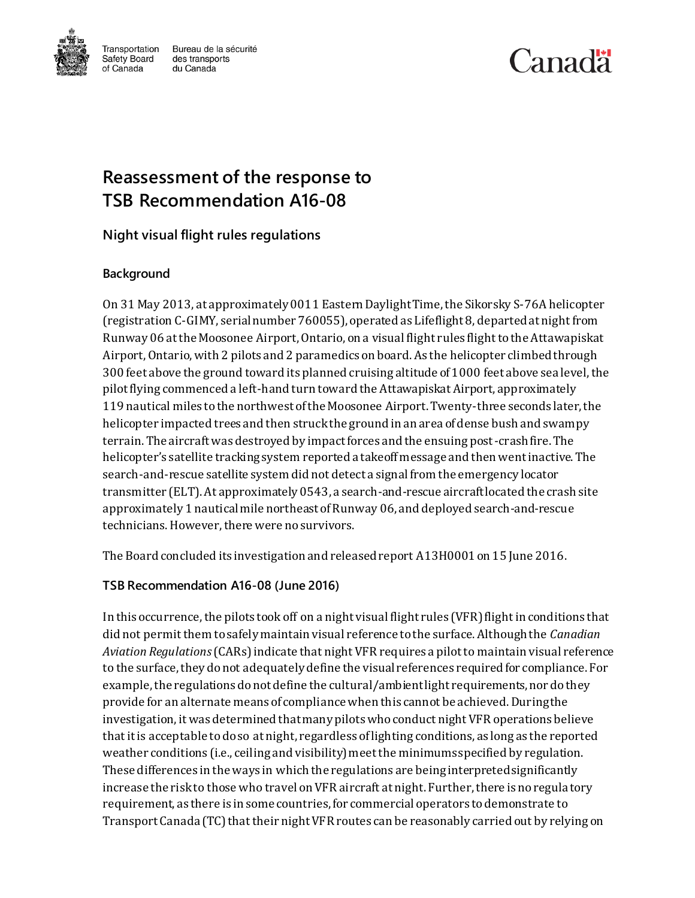# Reassessment of the response to TSB Recommendation A16-08

## Night visual flight rules regulations

### Background

On 31 May 2013, at approximately 0011 Eastern Daylight Time, the Sikorsky S-76A helicopter (registration C-GIMY, serial number 760055), operated as Lifeflight 8, departed at night from Runway 06 at the Moosonee Airport, Ontario, on a visual flight rules flight to the Attawapiskat Airport, Ontario, with 2 pilots and 2 paramedics on board. As the helicopter climbed through 300 feet above the ground toward its planned cruising altitude of 1000 feet above sea level, the pilot flying commenced a left-hand turn toward the Attawapiskat Airport, approximately 119 nautical miles to the northwest of the Moosonee Airport. Twenty-three seconds later, the helicopter impacted trees and then struck the ground in an area of dense bush and swampy terrain. The aircraft was destroyed by impact forces and the ensuing post-crash fire. The helicopter's satellite tracking system reported a takeoff message and then went inactive. The search-and-rescue satellite system did not detect a signal from the emergency locator transmitter (ELT). At approximately 0543, a search-and-rescue aircraft located the crash site approximately 1 nautical mile northeast of Runway 06, and deployed search-and-rescue technicians. However, there were no survivors.

The Board concluded its investigation and released report A13H0001 on 15 June 2016.

### TSB Recommendation A16-08 (June 2016)

In this occurrence, the pilots took off on a night visual flight rules (VFR) flight in conditions that did not permit them to safely maintain visual reference to the surface. Although the *Canadian Aviation Regulations* (CARs) indicate that night VFR requires a pilot to maintain visual reference to the surface, they do not adequately define the visual references required for compliance. For example, the regulations do not define the cultural/ambient light requirements, nor do they provide for an alternate means of compliance when this cannot be achieved. During the investigation, it was determined that many pilots who conduct night VFR operations believe that it is acceptable to do so at night, regardless of lighting conditions, as long as the reported weather conditions (i.e., ceiling and visibility) meet the minimums specified by regulation. These differences in the ways in which the regulations are being interpreted significantly increase the risk to those who travel on VFR aircraft at night. Further, there is no regulatory requirement, as there is in some countries, for commercial operators to demonstrate to Transport Canada (TC) that their night VFR routes can be reasonably carried out by relying on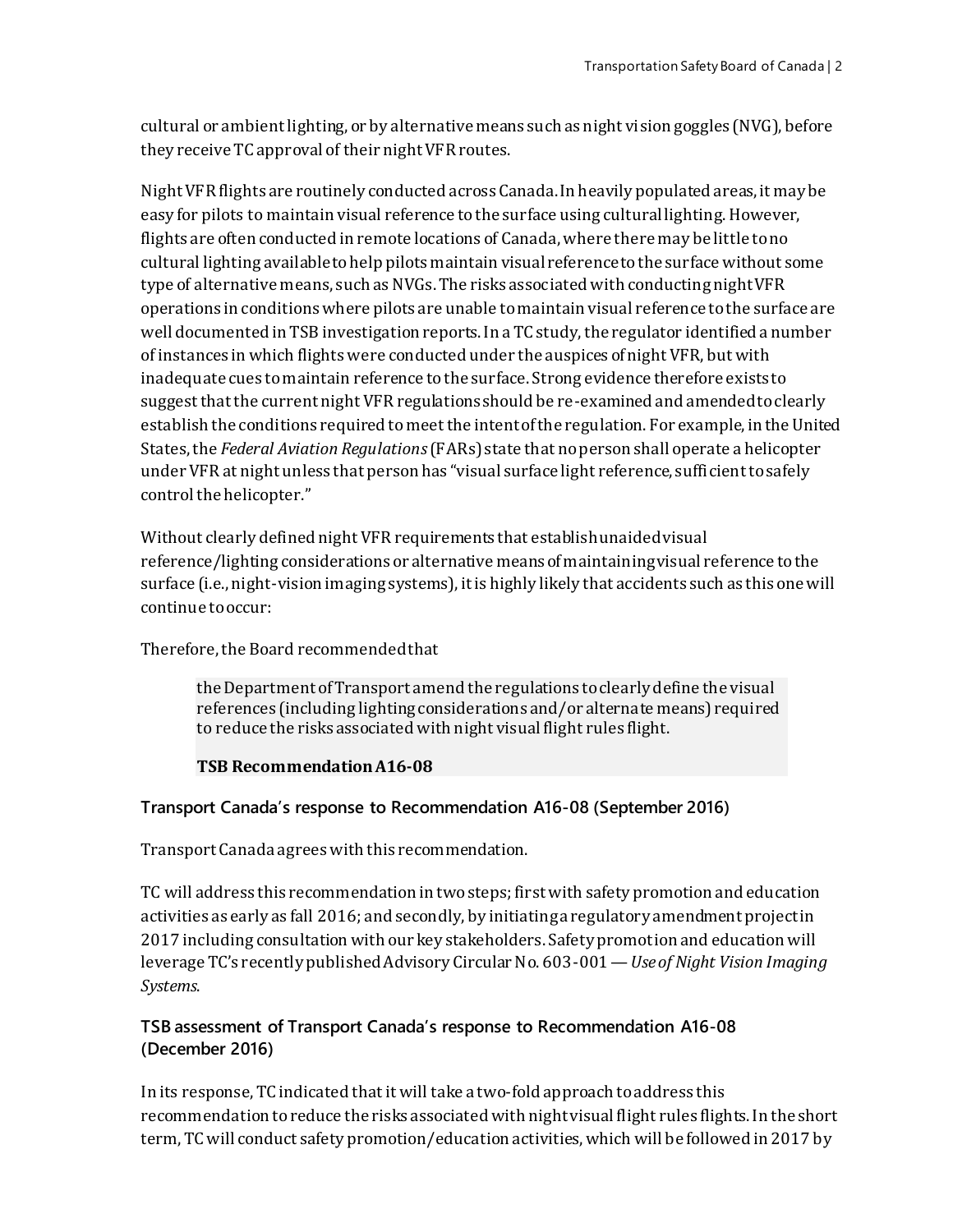cultural or ambient lighting, or by alternative means such as night vision goggles (NVG), before they receive TC approval of their night VFR routes.

Night VFR flights are routinely conducted across Canada. In heavily populated areas, it may be easy for pilots to maintain visual reference to the surface using cultural lighting. However, flights are often conducted in remote locations of Canada, where there may be little to no cultural lighting available to help pilots maintain visual reference to the surface without some type of alternative means, such as NVGs. The risks associated with conducting night VFR operations in conditions where pilots are unable to maintain visual reference to the surface are well documented in TSB investigation reports. In a TC study, the regulator identified a number of instances in which flights were conducted under the auspices of night VFR, but with inadequate cues to maintain reference to the surface. Strong evidence therefore exists to suggest that the current night VFR regulations should be re-examined and amended to clearly establish the conditions required to meet the intent of the regulation. For example, in the United States, the *Federal Aviation Regulations* (FARs) state that no person shall operate a helicopter under VFR at night unless that person has "visual surface light reference, sufficient to safely control the helicopter."

Without clearly defined night VFR requirements that establish unaided visual reference/lighting considerations or alternative means of maintaining visual reference to the surface (i.e., night-vision imaging systems), it is highly likely that accidents such as this one will continue to occur:

Therefore, the Board recommended that

> the Department of Transport amend the regulations to clearly define the visual references (including lighting considerations and/or alternate means) required to reduce the risks associated with night visual flight rules flight.
>
> **TSB Recommendation A16-08**

### Transport Canada's response to Recommendation A16-08 (September 2016)

Transport Canada agrees with this recommendation.

TC will address this recommendation in two steps; first with safety promotion and education activities as early as fall 2016; and secondly, by initiating a regulatory amendment project in 2017 including consultation with our key stakeholders. Safety promotion and education will leverage TC's recently published Advisory Circular No. 603-001 — *Use of Night Vision Imaging Systems*.

### TSB assessment of Transport Canada's response to Recommendation A16-08 (December 2016)

In its response, TC indicated that it will take a two-fold approach to address this recommendation to reduce the risks associated with night visual flight rules flights. In the short term, TC will conduct safety promotion/education activities, which will be followed in 2017 by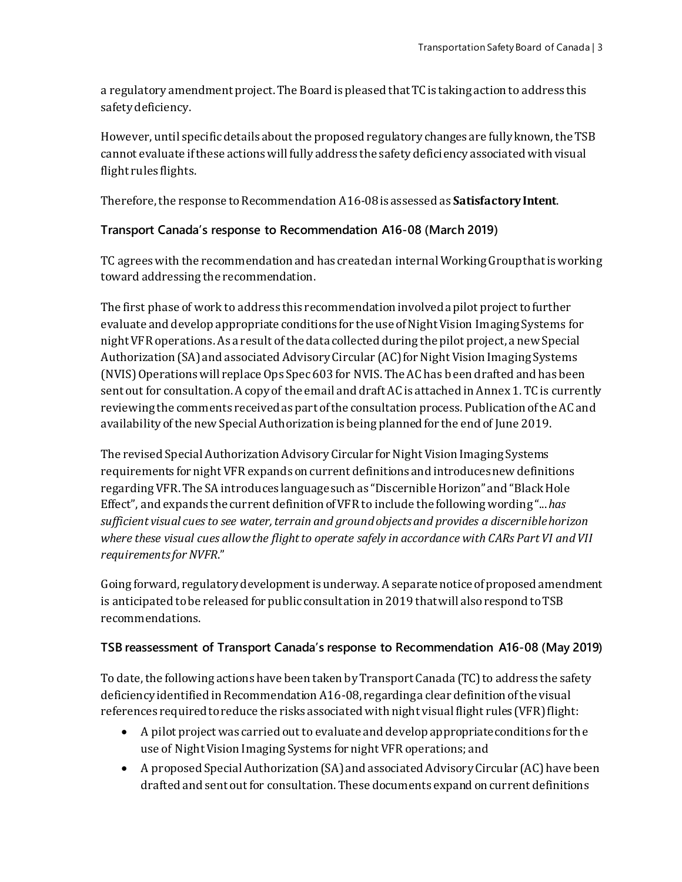a regulatory amendment project. The Board is pleased that TC is taking action to address this safety deficiency.

However, until specific details about the proposed regulatory changes are fully known, the TSB cannot evaluate if these actions will fully address the safety deficiency associated with visual flight rules flights.

Therefore, the response to Recommendation A16-08 is assessed as **Satisfactory Intent**.

### Transport Canada's response to Recommendation A16-08 (March 2019)

TC agrees with the recommendation and has created an internal Working Group that is working toward addressing the recommendation.

The first phase of work to address this recommendation involved a pilot project to further evaluate and develop appropriate conditions for the use of Night Vision Imaging Systems for night VFR operations. As a result of the data collected during the pilot project, a new Special Authorization (SA) and associated Advisory Circular (AC) for Night Vision Imaging Systems (NVIS) Operations will replace Ops Spec 603 for NVIS. The AC has been drafted and has been sent out for consultation. A copy of the email and draft AC is attached in Annex 1. TC is currently reviewing the comments received as part of the consultation process. Publication of the AC and availability of the new Special Authorization is being planned for the end of June 2019.

The revised Special Authorization Advisory Circular for Night Vision Imaging Systems requirements for night VFR expands on current definitions and introduces new definitions regarding VFR. The SA introduces language such as "Discernible Horizon" and "Black Hole Effect", and expands the current definition of VFR to include the following wording "*... has sufficient visual cues to see water, terrain and ground objects and provides a discernible horizon where these visual cues allow the flight to operate safely in accordance with CARs Part VI and VII requirements for NVFR*."

Going forward, regulatory development is underway. A separate notice of proposed amendment is anticipated to be released for public consultation in 2019 that will also respond to TSB recommendations.

### TSB reassessment of Transport Canada's response to Recommendation A16-08 (May 2019)

To date, the following actions have been taken by Transport Canada (TC) to address the safety deficiency identified in Recommendation A16-08, regarding a clear definition of the visual references required to reduce the risks associated with night visual flight rules (VFR) flight:

- A pilot project was carried out to evaluate and develop appropriate conditions for the use of Night Vision Imaging Systems for night VFR operations; and
- A proposed Special Authorization (SA) and associated Advisory Circular (AC) have been drafted and sent out for consultation. These documents expand on current definitions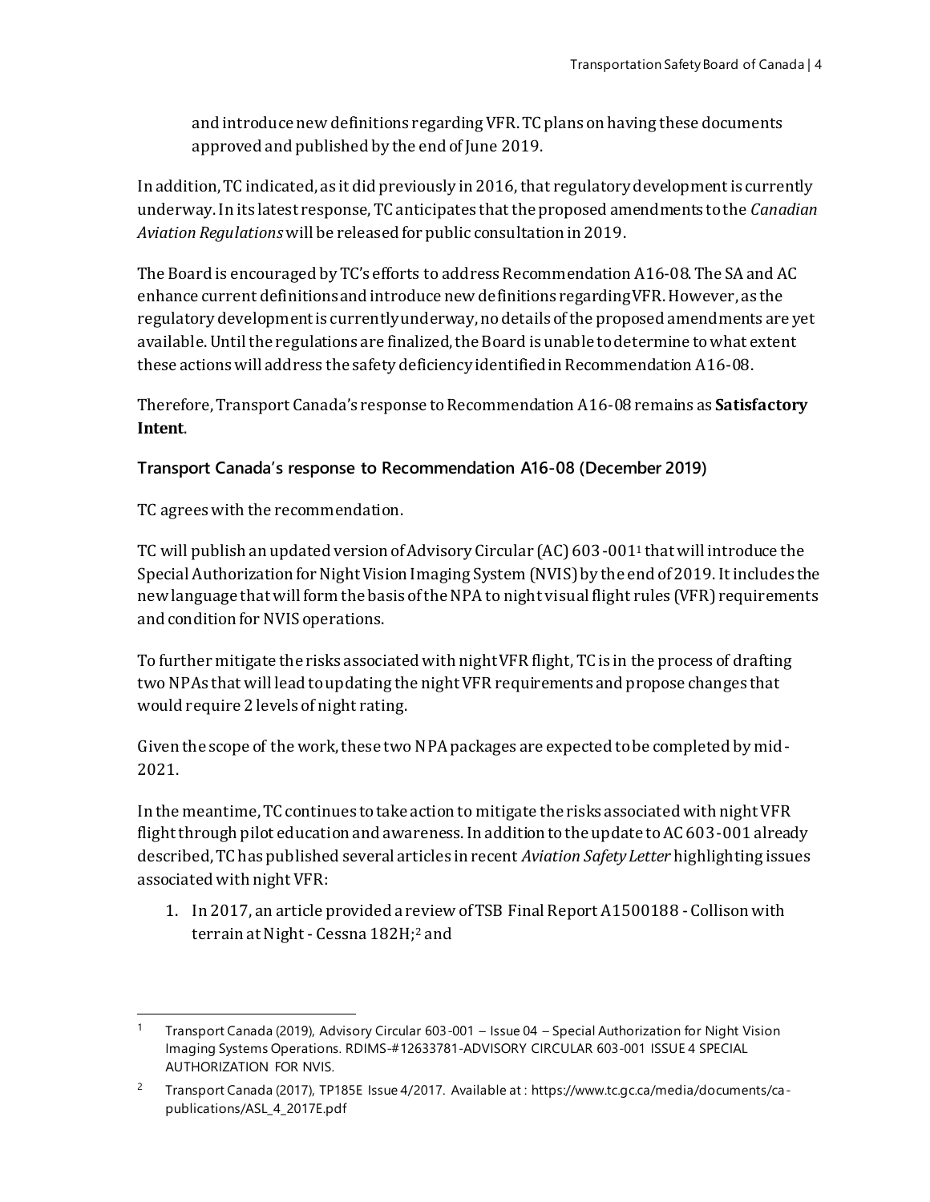and introduce new definitions regarding VFR. TC plans on having these documents approved and published by the end of June 2019.

In addition, TC indicated, as it did previously in 2016, that regulatory development is currently underway. In its latest response, TC anticipates that the proposed amendments to the *Canadian Aviation Regulations* will be released for public consultation in 2019.

The Board is encouraged by TC's efforts to address Recommendation A16-08. The SA and AC enhance current definitions and introduce new definitions regarding VFR. However, as the regulatory development is currently underway, no details of the proposed amendments are yet available. Until the regulations are finalized, the Board is unable to determine to what extent these actions will address the safety deficiency identified in Recommendation A16-08.

Therefore, Transport Canada's response to Recommendation A16-08 remains as **Satisfactory Intent**.

### Transport Canada's response to Recommendation A16-08 (December 2019)

TC agrees with the recommendation.

TC will publish an updated version of Advisory Circular (AC) 603-001[1] that will introduce the Special Authorization for Night Vision Imaging System (NVIS) by the end of 2019. It includes the new language that will form the basis of the NPA to night visual flight rules (VFR) requirements and condition for NVIS operations.

To further mitigate the risks associated with night VFR flight, TC is in the process of drafting two NPAs that will lead to updating the night VFR requirements and propose changes that would require 2 levels of night rating.

Given the scope of the work, these two NPA packages are expected to be completed by mid-2021.

In the meantime, TC continues to take action to mitigate the risks associated with night VFR flight through pilot education and awareness. In addition to the update to AC 603-001 already described, TC has published several articles in recent *Aviation Safety Letter* highlighting issues associated with night VFR:

1. In 2017, an article provided a review of TSB Final Report A1500188 - Collison with terrain at Night - Cessna 182H;[2] and

---

[1] Transport Canada (2019), Advisory Circular 603-001 – Issue 04 – Special Authorization for Night Vision Imaging Systems Operations. RDIMS-#12633781-ADVISORY CIRCULAR 603-001 ISSUE 4 SPECIAL AUTHORIZATION FOR NVIS.

[2] Transport Canada (2017), TP185E Issue 4/2017. Available at : https://www.tc.gc.ca/media/documents/ca-publications/ASL_4_2017E.pdf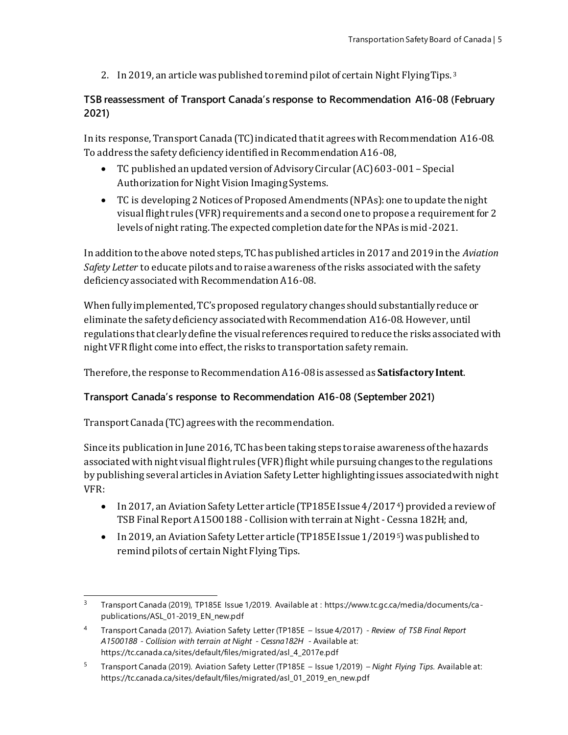2. In 2019, an article was published to remind pilot of certain Night Flying Tips.[3]

### TSB reassessment of Transport Canada's response to Recommendation A16-08 (February 2021)

In its response, Transport Canada (TC) indicated that it agrees with Recommendation A16-08. To address the safety deficiency identified in Recommendation A16-08,

- TC published an updated version of Advisory Circular (AC) 603-001 – Special Authorization for Night Vision Imaging Systems.
- TC is developing 2 Notices of Proposed Amendments (NPAs): one to update the night visual flight rules (VFR) requirements and a second one to propose a requirement for 2 levels of night rating. The expected completion date for the NPAs is mid-2021.

In addition to the above noted steps, TC has published articles in 2017 and 2019 in the *Aviation Safety Letter* to educate pilots and to raise awareness of the risks associated with the safety deficiency associated with Recommendation A16-08.

When fully implemented, TC's proposed regulatory changes should substantially reduce or eliminate the safety deficiency associated with Recommendation A16-08. However, until regulations that clearly define the visual references required to reduce the risks associated with night VFR flight come into effect, the risks to transportation safety remain.

Therefore, the response to Recommendation A16-08 is assessed as **Satisfactory Intent**.

### Transport Canada's response to Recommendation A16-08 (September 2021)

Transport Canada (TC) agrees with the recommendation.

Since its publication in June 2016, TC has been taking steps to raise awareness of the hazards associated with night visual flight rules (VFR) flight while pursuing changes to the regulations by publishing several articles in Aviation Safety Letter highlighting issues associated with night VFR:

- In 2017, an Aviation Safety Letter article (TP185E Issue 4/2017[4]) provided a review of TSB Final Report A15O0188 - Collision with terrain at Night - Cessna 182H; and,
- In 2019, an Aviation Safety Letter article (TP185E Issue 1/2019[5]) was published to remind pilots of certain Night Flying Tips.

---

[3] Transport Canada (2019), TP185E Issue 1/2019. Available at : https://www.tc.gc.ca/media/documents/ca-publications/ASL_01-2019_EN_new.pdf

[4] Transport Canada (2017). Aviation Safety Letter (TP185E – Issue 4/2017) - *Review of TSB Final Report A1500188 - Collision with terrain at Night - Cessna182H* - Available at: https://tc.canada.ca/sites/default/files/migrated/asl_4_2017e.pdf

[5] Transport Canada (2019). Aviation Safety Letter (TP185E – Issue 1/2019) – *Night Flying Tips.* Available at: https://tc.canada.ca/sites/default/files/migrated/asl_01_2019_en_new.pdf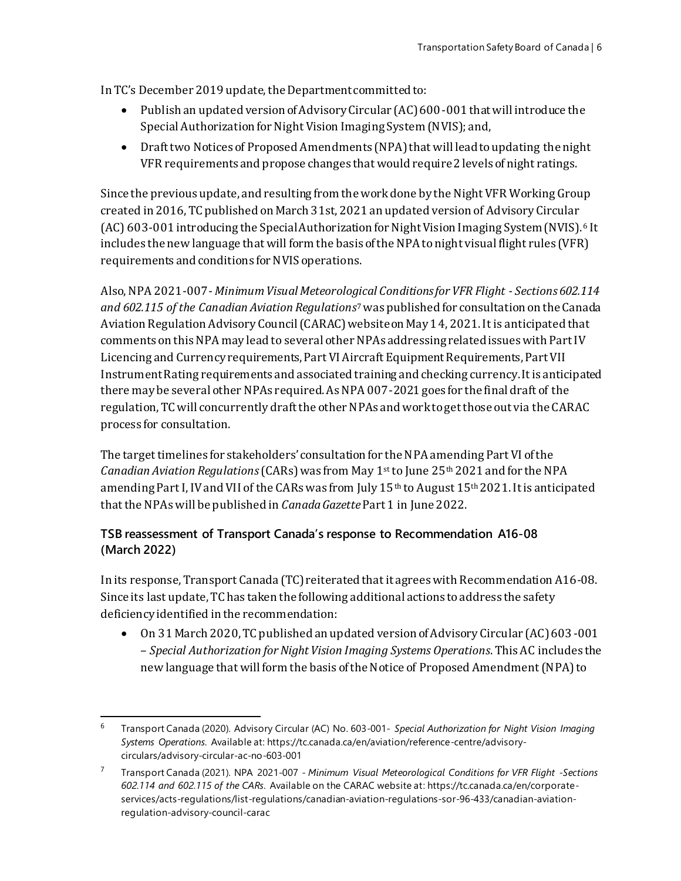In TC's December 2019 update, the Department committed to:

- Publish an updated version of Advisory Circular (AC) 600-001 that will introduce the Special Authorization for Night Vision Imaging System (NVIS); and,
- Draft two Notices of Proposed Amendments (NPA) that will lead to updating the night VFR requirements and propose changes that would require 2 levels of night ratings.

Since the previous update, and resulting from the work done by the Night VFR Working Group created in 2016, TC published on March 31st, 2021 an updated version of Advisory Circular (AC) 603-001 introducing the Special Authorization for Night Vision Imaging System (NVIS).[6] It includes the new language that will form the basis of the NPA to night visual flight rules (VFR) requirements and conditions for NVIS operations.

Also, NPA 2021-007 - *Minimum Visual Meteorological Conditions for VFR Flight - Sections 602.114 and 602.115 of the Canadian Aviation Regulations*[7] was published for consultation on the Canada Aviation Regulation Advisory Council (CARAC) website on May 14, 2021. It is anticipated that comments on this NPA may lead to several other NPAs addressing related issues with Part IV Licencing and Currency requirements, Part VI Aircraft Equipment Requirements, Part VII Instrument Rating requirements and associated training and checking currency. It is anticipated there may be several other NPAs required. As NPA 007-2021 goes for the final draft of the regulation, TC will concurrently draft the other NPAs and work to get those out via the CARAC process for consultation.

The target timelines for stakeholders' consultation for the NPA amending Part VI of the *Canadian Aviation Regulations* (CARs) was from May 1st to June 25th 2021 and for the NPA amending Part I, IV and VII of the CARs was from July 15th to August 15th 2021. It is anticipated that the NPAs will be published in *Canada Gazette* Part 1 in June 2022.

### TSB reassessment of Transport Canada's response to Recommendation A16-08 (March 2022)

In its response, Transport Canada (TC) reiterated that it agrees with Recommendation A16-08. Since its last update, TC has taken the following additional actions to address the safety deficiency identified in the recommendation:

- On 31 March 2020, TC published an updated version of Advisory Circular (AC) 603-001 – *Special Authorization for Night Vision Imaging Systems Operations*. This AC includes the new language that will form the basis of the Notice of Proposed Amendment (NPA) to

---

[6] Transport Canada (2020). Advisory Circular (AC) No. 603-001- *Special Authorization for Night Vision Imaging Systems Operations*. Available at: https://tc.canada.ca/en/aviation/reference-centre/advisory-circulars/advisory-circular-ac-no-603-001

[7] Transport Canada (2021). NPA 2021-007 - *Minimum Visual Meteorological Conditions for VFR Flight -Sections 602.114 and 602.115 of the CARs*. Available on the CARAC website at: https://tc.canada.ca/en/corporate-services/acts-regulations/list-regulations/canadian-aviation-regulations-sor-96-433/canadian-aviation-regulation-advisory-council-carac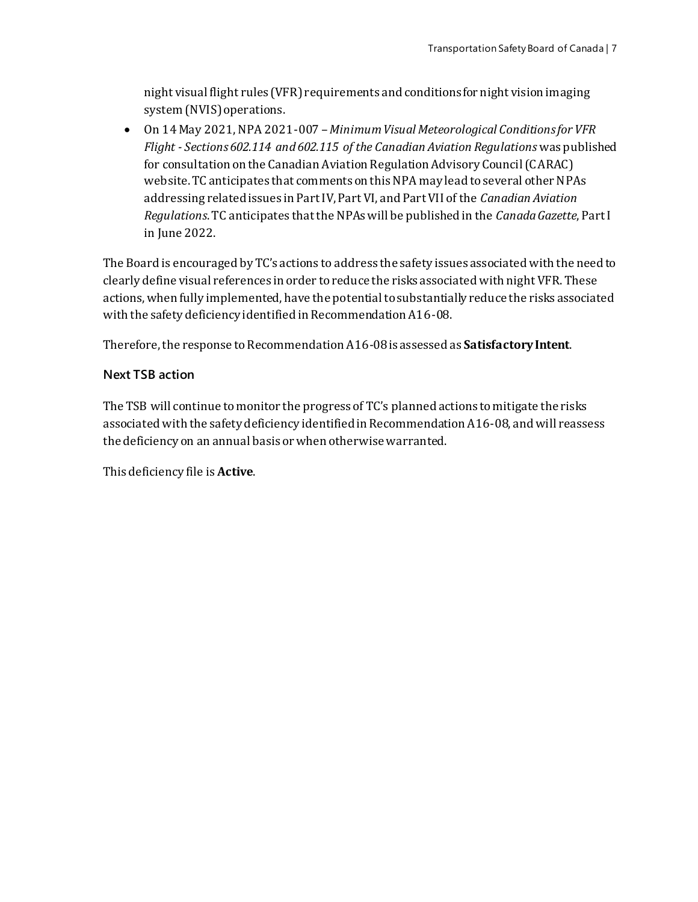night visual flight rules (VFR) requirements and conditions for night vision imaging system (NVIS) operations.

- On 14 May 2021, NPA 2021-007 – *Minimum Visual Meteorological Conditions for VFR Flight - Sections 602.114 and 602.115 of the Canadian Aviation Regulations* was published for consultation on the Canadian Aviation Regulation Advisory Council (CARAC) website. TC anticipates that comments on this NPA may lead to several other NPAs addressing related issues in Part IV, Part VI, and Part VII of the *Canadian Aviation Regulations*. TC anticipates that the NPAs will be published in the *Canada Gazette*, Part I in June 2022.

The Board is encouraged by TC's actions to address the safety issues associated with the need to clearly define visual references in order to reduce the risks associated with night VFR. These actions, when fully implemented, have the potential to substantially reduce the risks associated with the safety deficiency identified in Recommendation A16-08.

Therefore, the response to Recommendation A16-08 is assessed as **Satisfactory Intent**.

### Next TSB action

The TSB will continue to monitor the progress of TC's planned actions to mitigate the risks associated with the safety deficiency identified in Recommendation A16-08, and will reassess the deficiency on an annual basis or when otherwise warranted.

This deficiency file is **Active**.